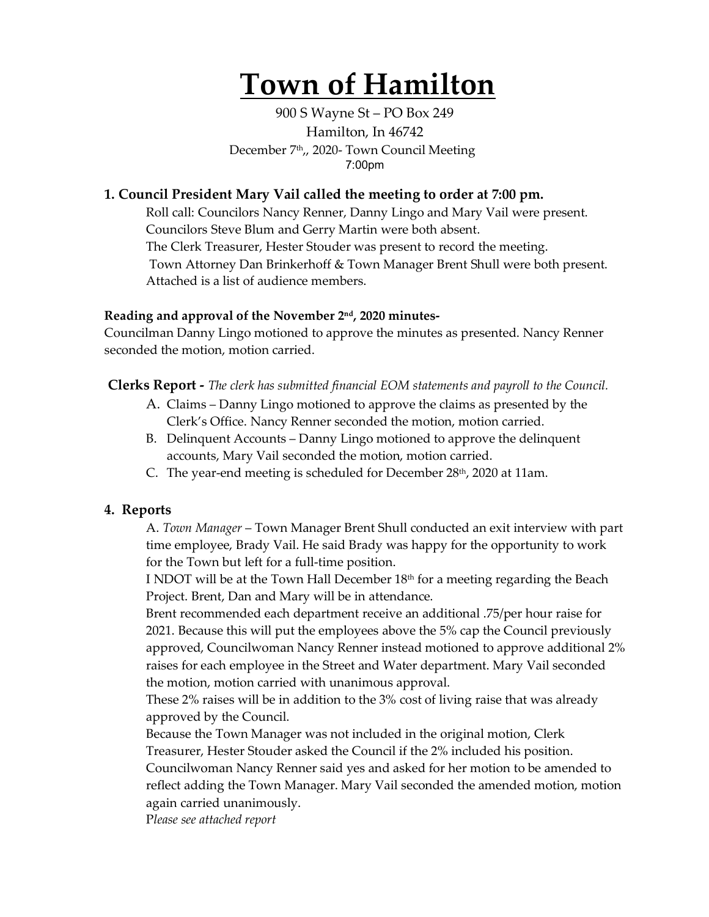# Town of Hamilton

900 S Wayne St – PO Box 249

Hamilton, In 46742

December 7th,, 2020- Town Council Meeting

7:00pm

### 1. Council President Mary Vail called the meeting to order at 7:00 pm.

Roll call: Councilors Nancy Renner, Danny Lingo and Mary Vail were present.
Councilors Steve Blum and Gerry Martin were both absent.
The Clerk Treasurer, Hester Stouder was present to record the meeting.
Town Attorney Dan Brinkerhoff & Town Manager Brent Shull were both present.
Attached is a list of audience members.

**Reading and approval of the November 2nd, 2020 minutes-**

Councilman Danny Lingo motioned to approve the minutes as presented. Nancy Renner seconded the motion, motion carried.

**Clerks Report -** *The clerk has submitted financial EOM statements and payroll to the Council.*

A. Claims – Danny Lingo motioned to approve the claims as presented by the Clerk's Office. Nancy Renner seconded the motion, motion carried.

B. Delinquent Accounts – Danny Lingo motioned to approve the delinquent accounts, Mary Vail seconded the motion, motion carried.

C. The year-end meeting is scheduled for December 28th, 2020 at 11am.

### 4. Reports

A. *Town Manager* – Town Manager Brent Shull conducted an exit interview with part time employee, Brady Vail. He said Brady was happy for the opportunity to work for the Town but left for a full-time position.

I NDOT will be at the Town Hall December 18th for a meeting regarding the Beach Project. Brent, Dan and Mary will be in attendance.

Brent recommended each department receive an additional .75/per hour raise for 2021. Because this will put the employees above the 5% cap the Council previously approved, Councilwoman Nancy Renner instead motioned to approve additional 2% raises for each employee in the Street and Water department. Mary Vail seconded the motion, motion carried with unanimous approval.

These 2% raises will be in addition to the 3% cost of living raise that was already approved by the Council.

Because the Town Manager was not included in the original motion, Clerk Treasurer, Hester Stouder asked the Council if the 2% included his position. Councilwoman Nancy Renner said yes and asked for her motion to be amended to reflect adding the Town Manager. Mary Vail seconded the amended motion, motion again carried unanimously.

*Please see attached report*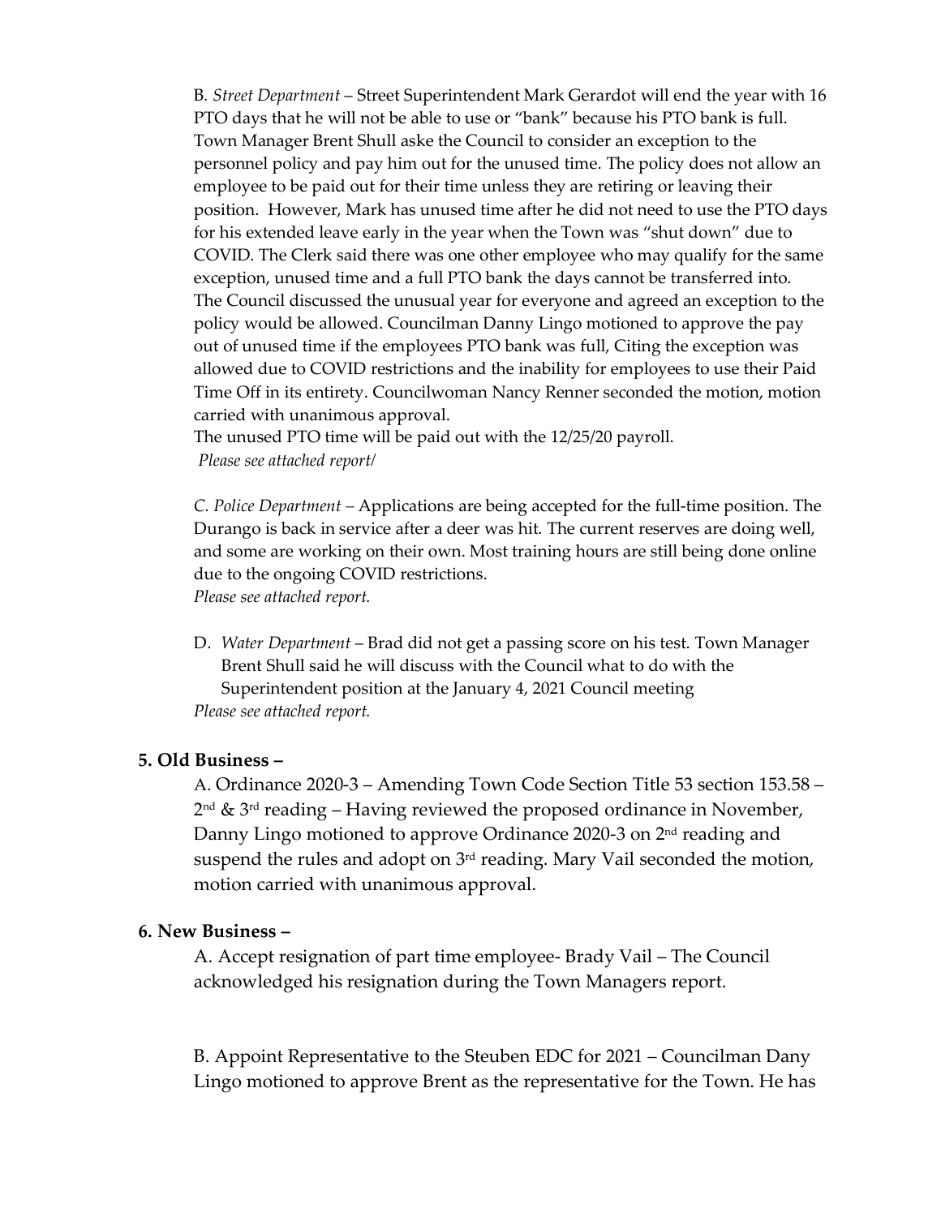B*. Street Department* – Street Superintendent Mark Gerardot will end the year with 16 PTO days that he will not be able to use or "bank" because his PTO bank is full. Town Manager Brent Shull aske the Council to consider an exception to the personnel policy and pay him out for the unused time. The policy does not allow an employee to be paid out for their time unless they are retiring or leaving their position. However, Mark has unused time after he did not need to use the PTO days for his extended leave early in the year when the Town was "shut down" due to COVID. The Clerk said there was one other employee who may qualify for the same exception, unused time and a full PTO bank the days cannot be transferred into. The Council discussed the unusual year for everyone and agreed an exception to the policy would be allowed. Councilman Danny Lingo motioned to approve the pay out of unused time if the employees PTO bank was full, Citing the exception was allowed due to COVID restrictions and the inability for employees to use their Paid Time Off in its entirety. Councilwoman Nancy Renner seconded the motion, motion carried with unanimous approval.
The unused PTO time will be paid out with the 12/25/20 payroll.
*Please see attached report/*

*C. Police Department* – Applications are being accepted for the full-time position. The Durango is back in service after a deer was hit. The current reserves are doing well, and some are working on their own. Most training hours are still being done online due to the ongoing COVID restrictions.
*Please see attached report.*

D. *Water Department* – Brad did not get a passing score on his test. Town Manager Brent Shull said he will discuss with the Council what to do with the Superintendent position at the January 4, 2021 Council meeting
*Please see attached report.*

## 5. Old Business –

A. Ordinance 2020-3 – Amending Town Code Section Title 53 section 153.58 – 2nd & 3rd reading – Having reviewed the proposed ordinance in November, Danny Lingo motioned to approve Ordinance 2020-3 on 2nd reading and suspend the rules and adopt on 3rd reading. Mary Vail seconded the motion, motion carried with unanimous approval.

## 6. New Business –

A. Accept resignation of part time employee- Brady Vail – The Council acknowledged his resignation during the Town Managers report.

B. Appoint Representative to the Steuben EDC for 2021 – Councilman Dany Lingo motioned to approve Brent as the representative for the Town. He has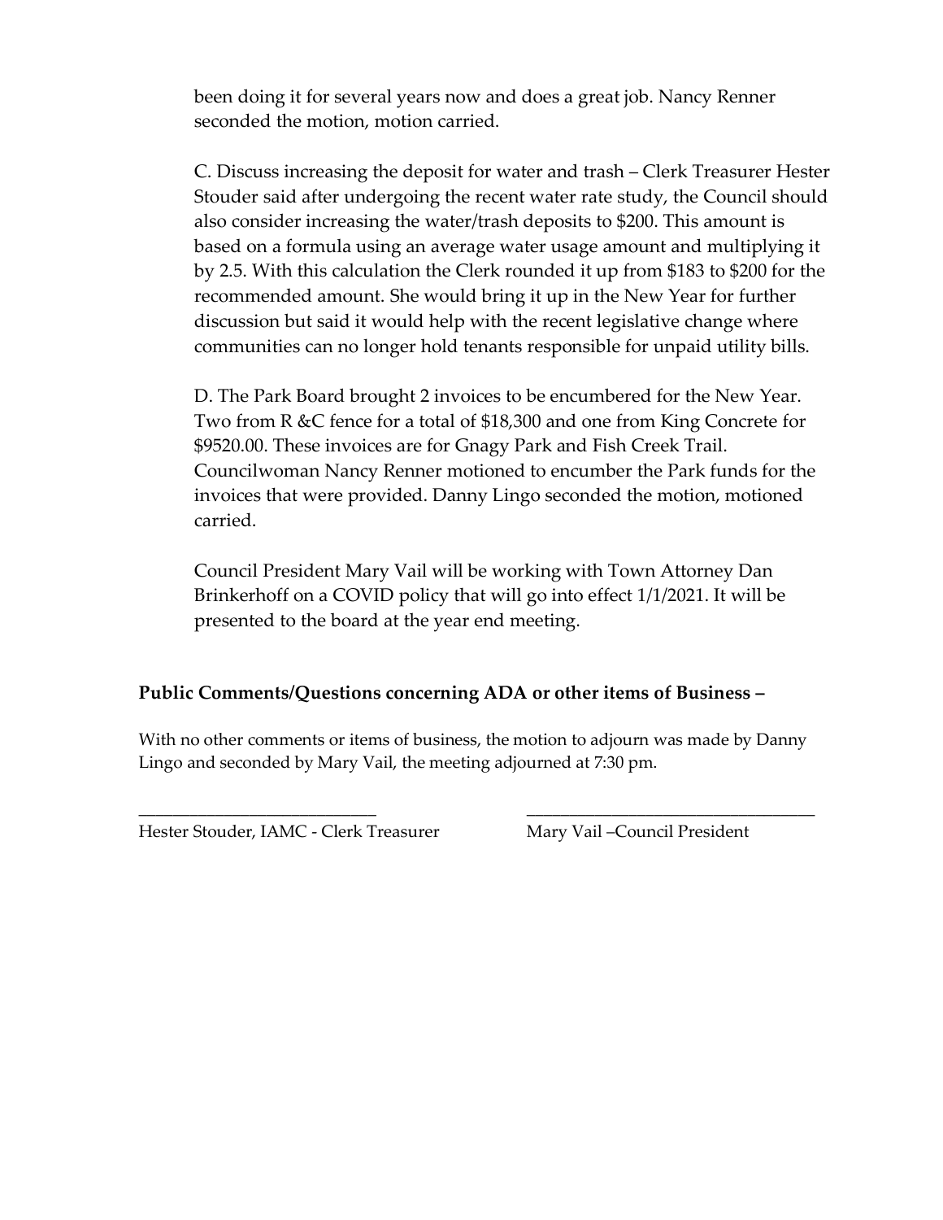been doing it for several years now and does a great job. Nancy Renner seconded the motion, motion carried.

C. Discuss increasing the deposit for water and trash – Clerk Treasurer Hester Stouder said after undergoing the recent water rate study, the Council should also consider increasing the water/trash deposits to $200. This amount is based on a formula using an average water usage amount and multiplying it by 2.5. With this calculation the Clerk rounded it up from $183 to $200 for the recommended amount. She would bring it up in the New Year for further discussion but said it would help with the recent legislative change where communities can no longer hold tenants responsible for unpaid utility bills.

D. The Park Board brought 2 invoices to be encumbered for the New Year. Two from R &C fence for a total of $18,300 and one from King Concrete for $9520.00. These invoices are for Gnagy Park and Fish Creek Trail. Councilwoman Nancy Renner motioned to encumber the Park funds for the invoices that were provided. Danny Lingo seconded the motion, motioned carried.

Council President Mary Vail will be working with Town Attorney Dan Brinkerhoff on a COVID policy that will go into effect 1/1/2021. It will be presented to the board at the year end meeting.

**Public Comments/Questions concerning ADA or other items of Business –**

With no other comments or items of business, the motion to adjourn was made by Danny Lingo and seconded by Mary Vail, the meeting adjourned at 7:30 pm.

\_\_\_\_\_\_\_\_\_\_\_\_\_\_\_\_\_\_\_\_\_\_\_\_\_\_\_\_ \_\_\_\_\_\_\_\_\_\_\_\_\_\_\_\_\_\_\_\_\_\_\_\_\_\_\_\_\_\_\_\_\_\_\_

Hester Stouder, IAMC - Clerk Treasurer Mary Vail –Council President